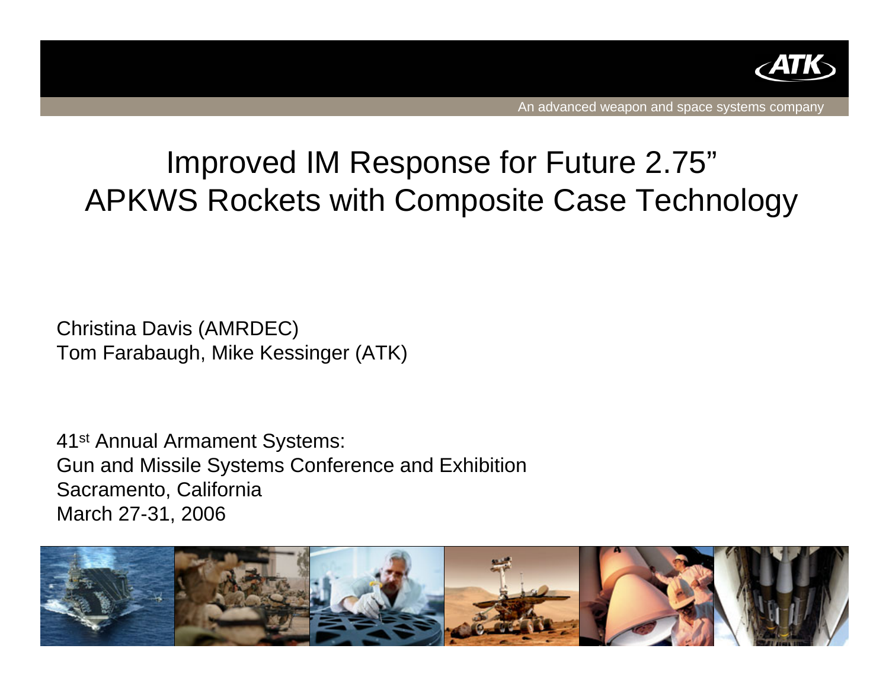ATK

An advanced weapon and space systems company

# Improved IM Response for Future 2.75" APKWS Rockets with Composite Case Technology

Christina Davis (AMRDEC)
Tom Farabaugh, Mike Kessinger (ATK)

41st Annual Armament Systems:
Gun and Missile Systems Conference and Exhibition
Sacramento, California
March 27-31, 2006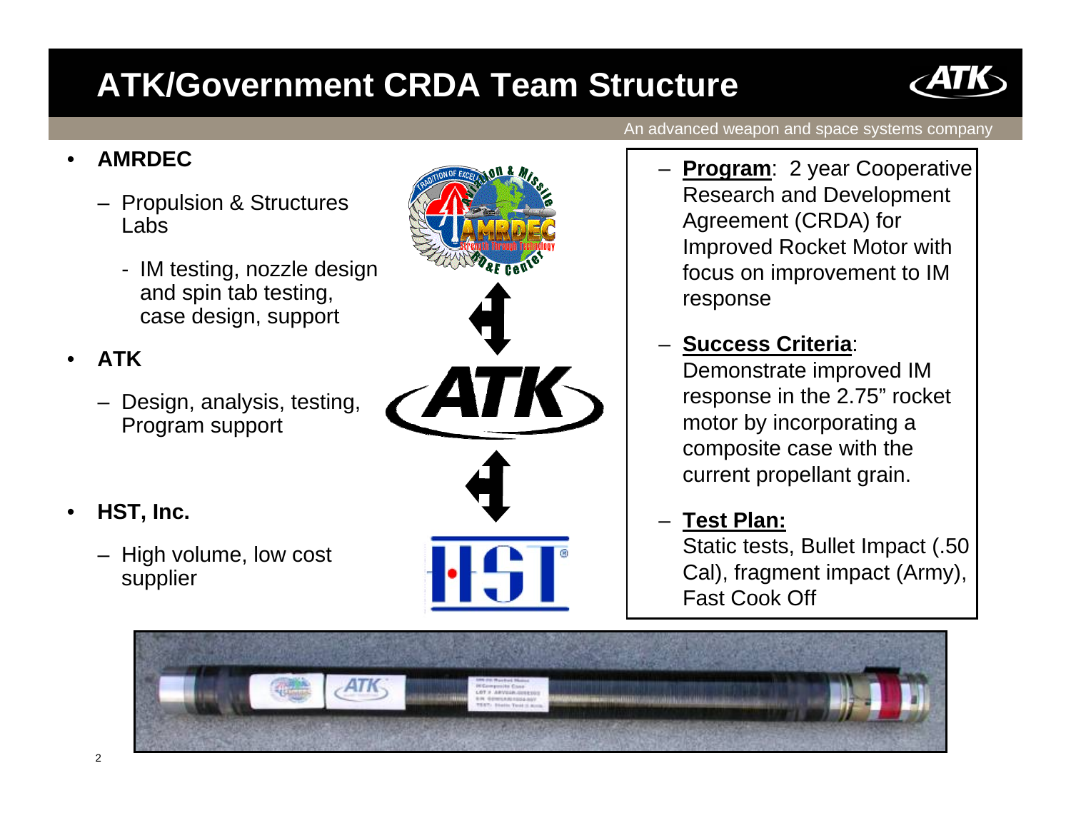# ATK/Government CRDA Team Structure

An advanced weapon and space systems company

- **AMRDEC**
  - Propulsion & Structures Labs
    - IM testing, nozzle design and spin tab testing, case design, support
- **ATK**
  - Design, analysis, testing, Program support
- **HST, Inc.**
  - High volume, low cost supplier

- **Program**: 2 year Cooperative Research and Development Agreement (CRDA) for Improved Rocket Motor with focus on improvement to IM response
- **Success Criteria**: Demonstrate improved IM response in the 2.75" rocket motor by incorporating a composite case with the current propellant grain.
- **Test Plan:** Static tests, Bullet Impact (.50 Cal), fragment impact (Army), Fast Cook Off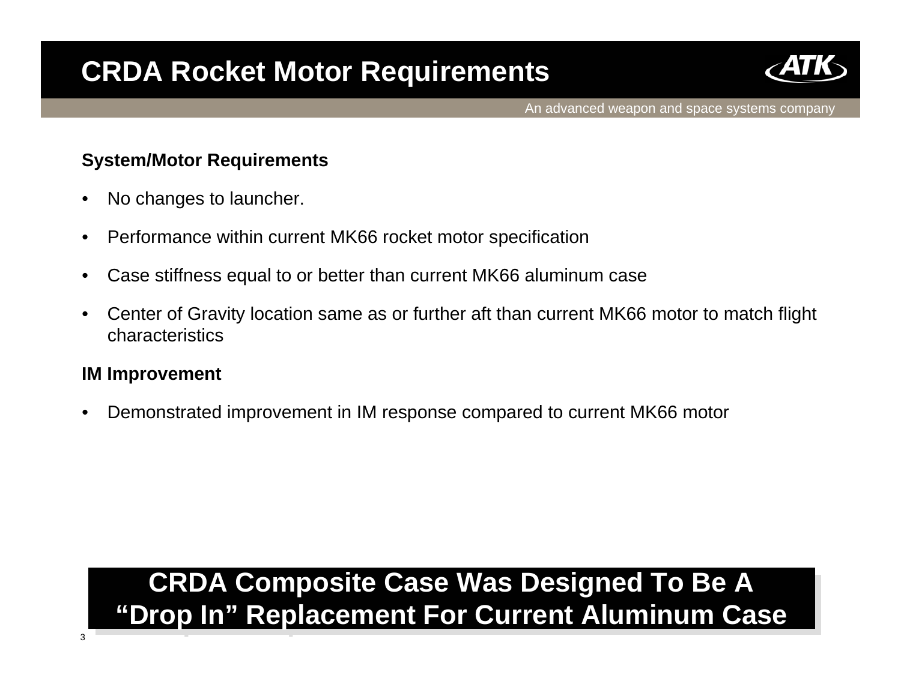# CRDA Rocket Motor Requirements

**System/Motor Requirements**

- No changes to launcher.
- Performance within current MK66 rocket motor specification
- Case stiffness equal to or better than current MK66 aluminum case
- Center of Gravity location same as or further aft than current MK66 motor to match flight characteristics

**IM Improvement**

- Demonstrated improvement in IM response compared to current MK66 motor

**CRDA Composite Case Was Designed To Be A "Drop In" Replacement For Current Aluminum Case**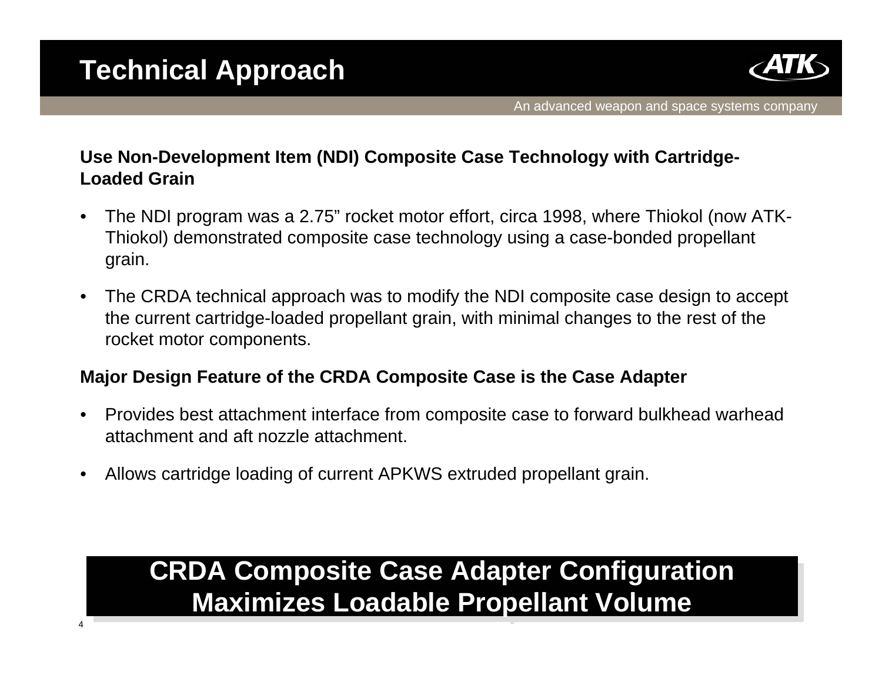# Technical Approach

**Use Non-Development Item (NDI) Composite Case Technology with Cartridge-Loaded Grain**

- The NDI program was a 2.75” rocket motor effort, circa 1998, where Thiokol (now ATK-Thiokol) demonstrated composite case technology using a case-bonded propellant grain.
- The CRDA technical approach was to modify the NDI composite case design to accept the current cartridge-loaded propellant grain, with minimal changes to the rest of the rocket motor components.

**Major Design Feature of the CRDA Composite Case is the Case Adapter**

- Provides best attachment interface from composite case to forward bulkhead warhead attachment and aft nozzle attachment.
- Allows cartridge loading of current APKWS extruded propellant grain.

**CRDA Composite Case Adapter Configuration Maximizes Loadable Propellant Volume**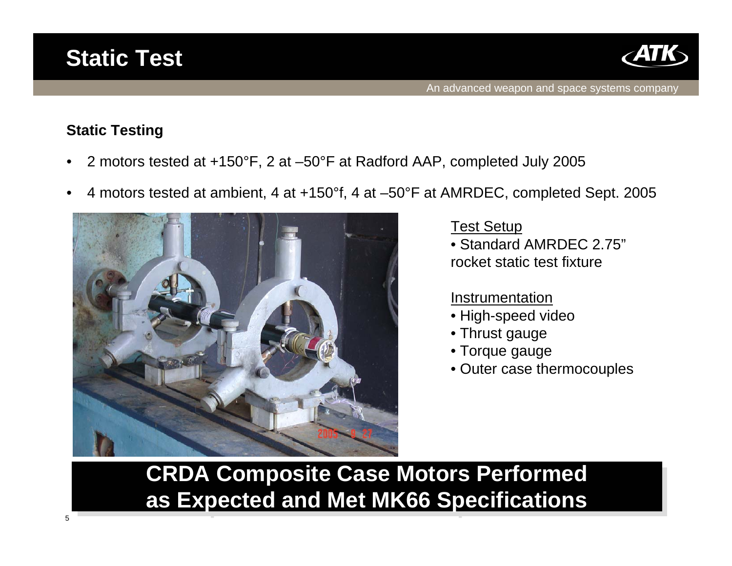# Static Test

An advanced weapon and space systems company

### Static Testing

- 2 motors tested at +150°F, 2 at –50°F at Radford AAP, completed July 2005
- 4 motors tested at ambient, 4 at +150°f, 4 at –50°F at AMRDEC, completed Sept. 2005

Test Setup

- Standard AMRDEC 2.75" rocket static test fixture

Instrumentation

- High-speed video
- Thrust gauge
- Torque gauge
- Outer case thermocouples

**CRDA Composite Case Motors Performed as Expected and Met MK66 Specifications**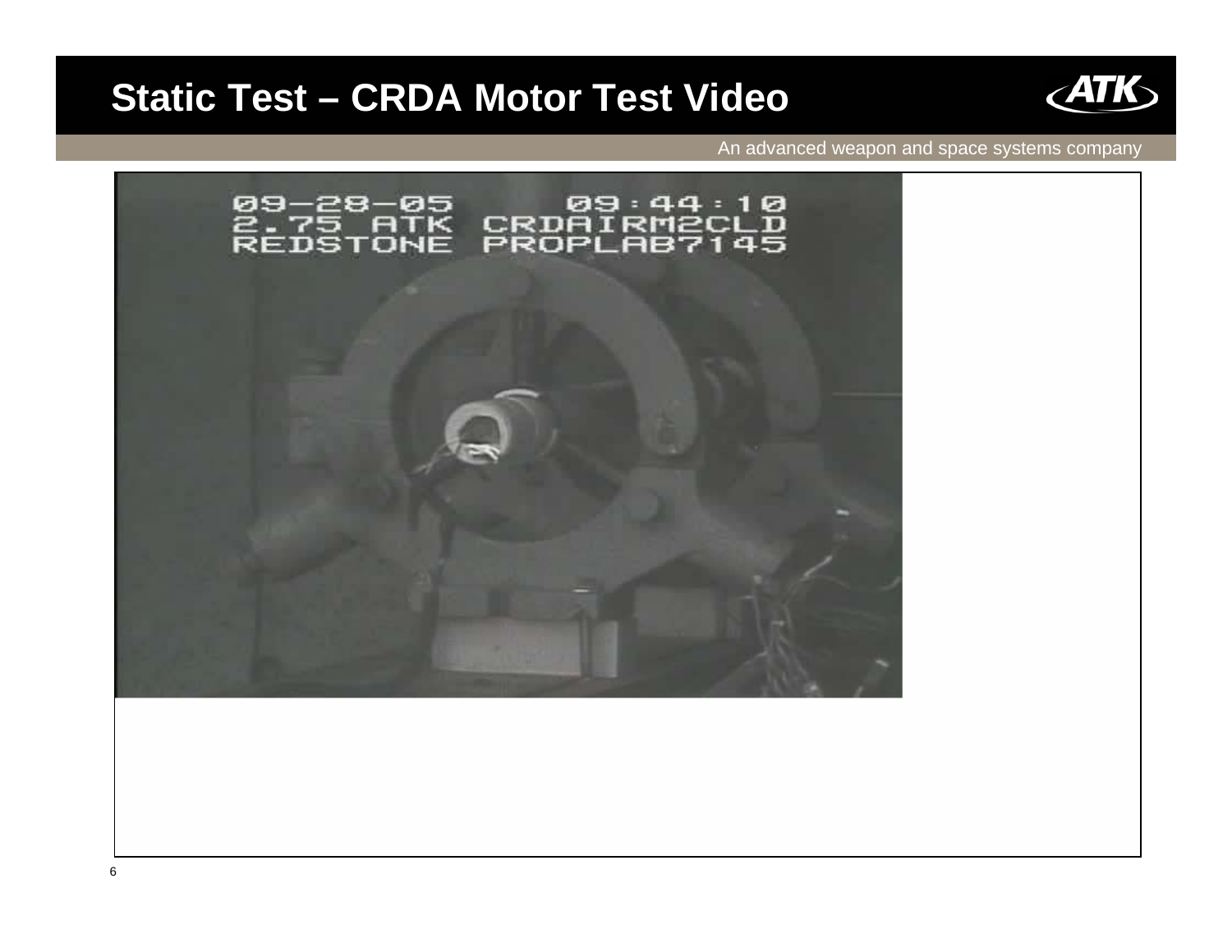# Static Test – CRDA Motor Test Video

An advanced weapon and space systems company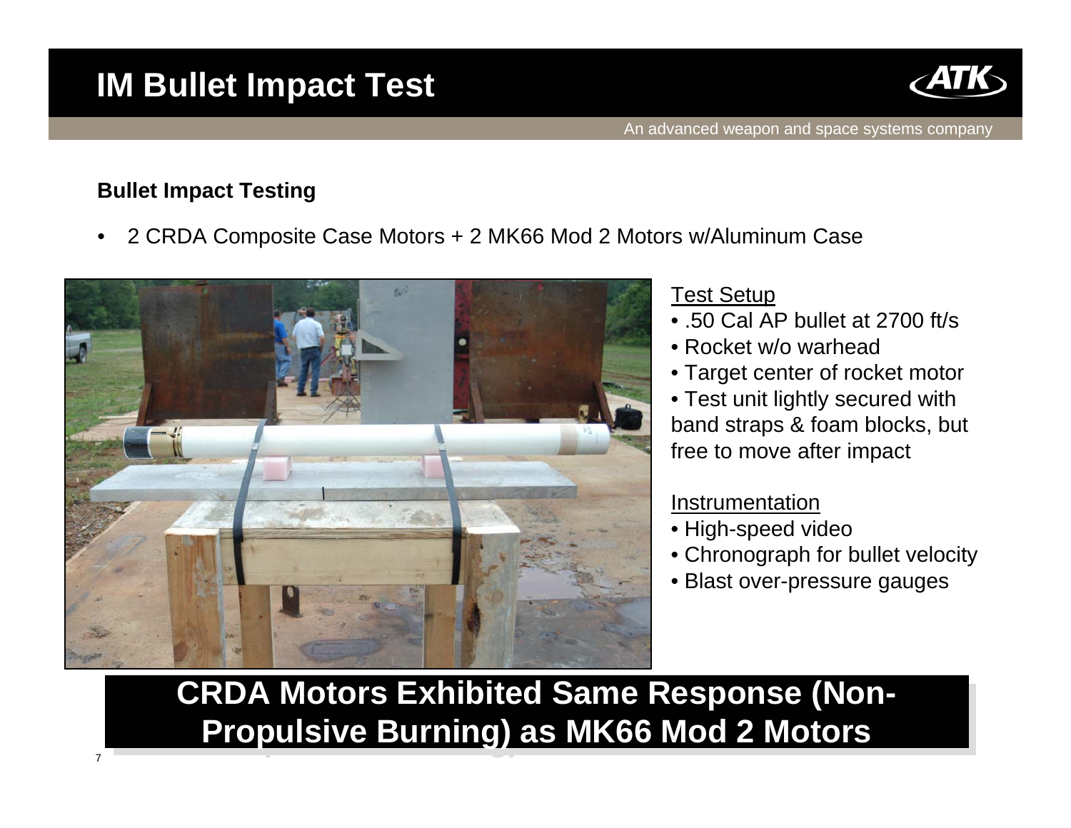# IM Bullet Impact Test

**Bullet Impact Testing**

- 2 CRDA Composite Case Motors + 2 MK66 Mod 2 Motors w/Aluminum Case

Test Setup

- .50 Cal AP bullet at 2700 ft/s
- Rocket w/o warhead
- Target center of rocket motor
- Test unit lightly secured with band straps & foam blocks, but free to move after impact

Instrumentation

- High-speed video
- Chronograph for bullet velocity
- Blast over-pressure gauges

**CRDA Motors Exhibited Same Response (Non-Propulsive Burning) as MK66 Mod 2 Motors**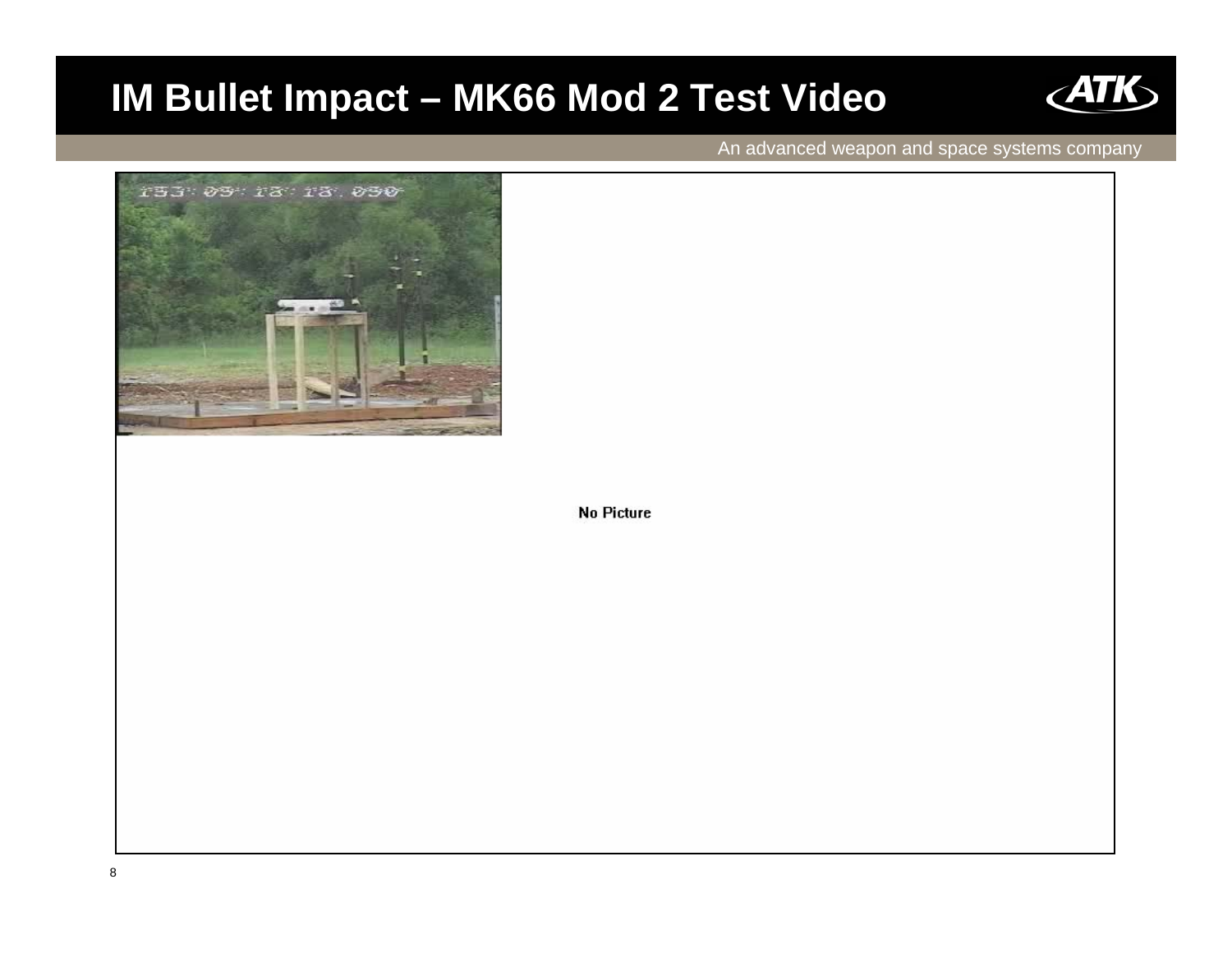# IM Bullet Impact – MK66 Mod 2 Test Video

An advanced weapon and space systems company

No Picture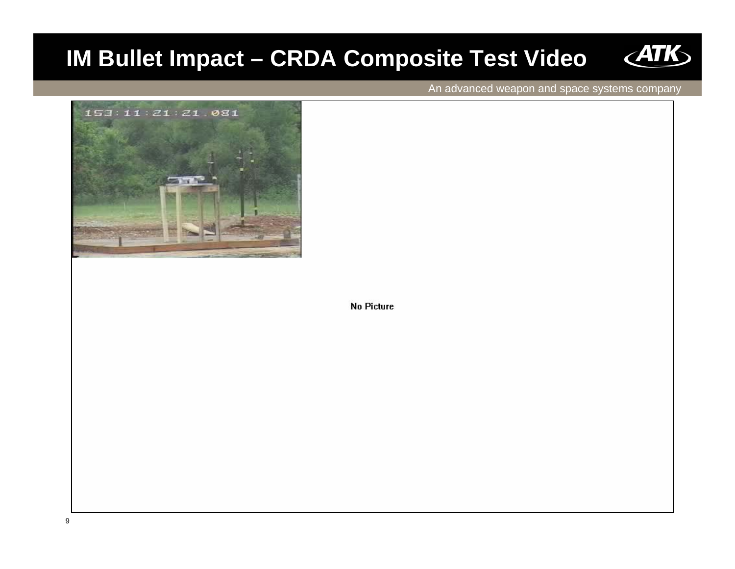# IM Bullet Impact – CRDA Composite Test Video

An advanced weapon and space systems company

No Picture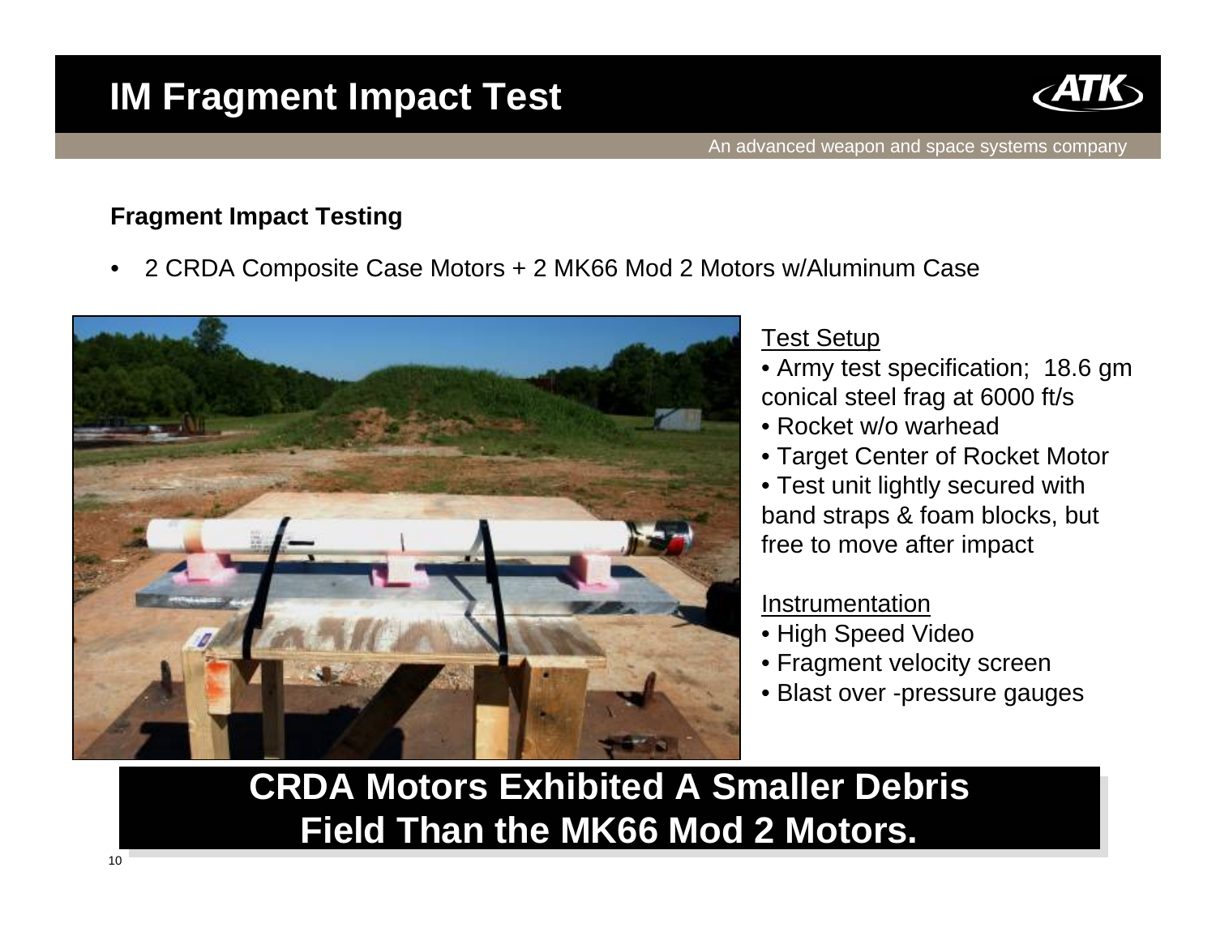# IM Fragment Impact Test

An advanced weapon and space systems company

### Fragment Impact Testing

- 2 CRDA Composite Case Motors + 2 MK66 Mod 2 Motors w/Aluminum Case

Test Setup

- Army test specification; 18.6 gm conical steel frag at 6000 ft/s
- Rocket w/o warhead
- Target Center of Rocket Motor
- Test unit lightly secured with band straps & foam blocks, but free to move after impact

Instrumentation

- High Speed Video
- Fragment velocity screen
- Blast over -pressure gauges

**CRDA Motors Exhibited A Smaller Debris Field Than the MK66 Mod 2 Motors.**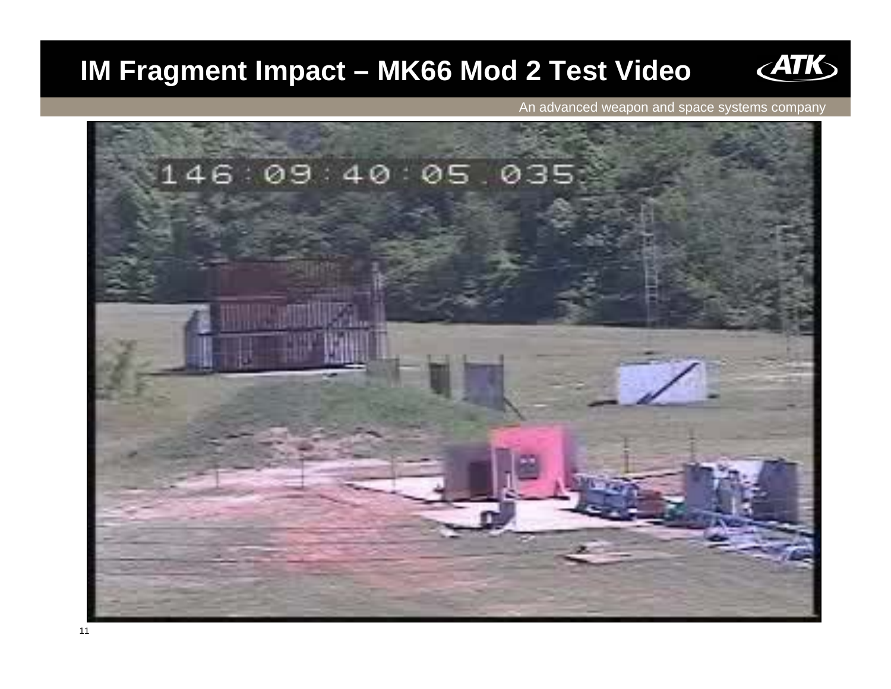# IM Fragment Impact – MK66 Mod 2 Test Video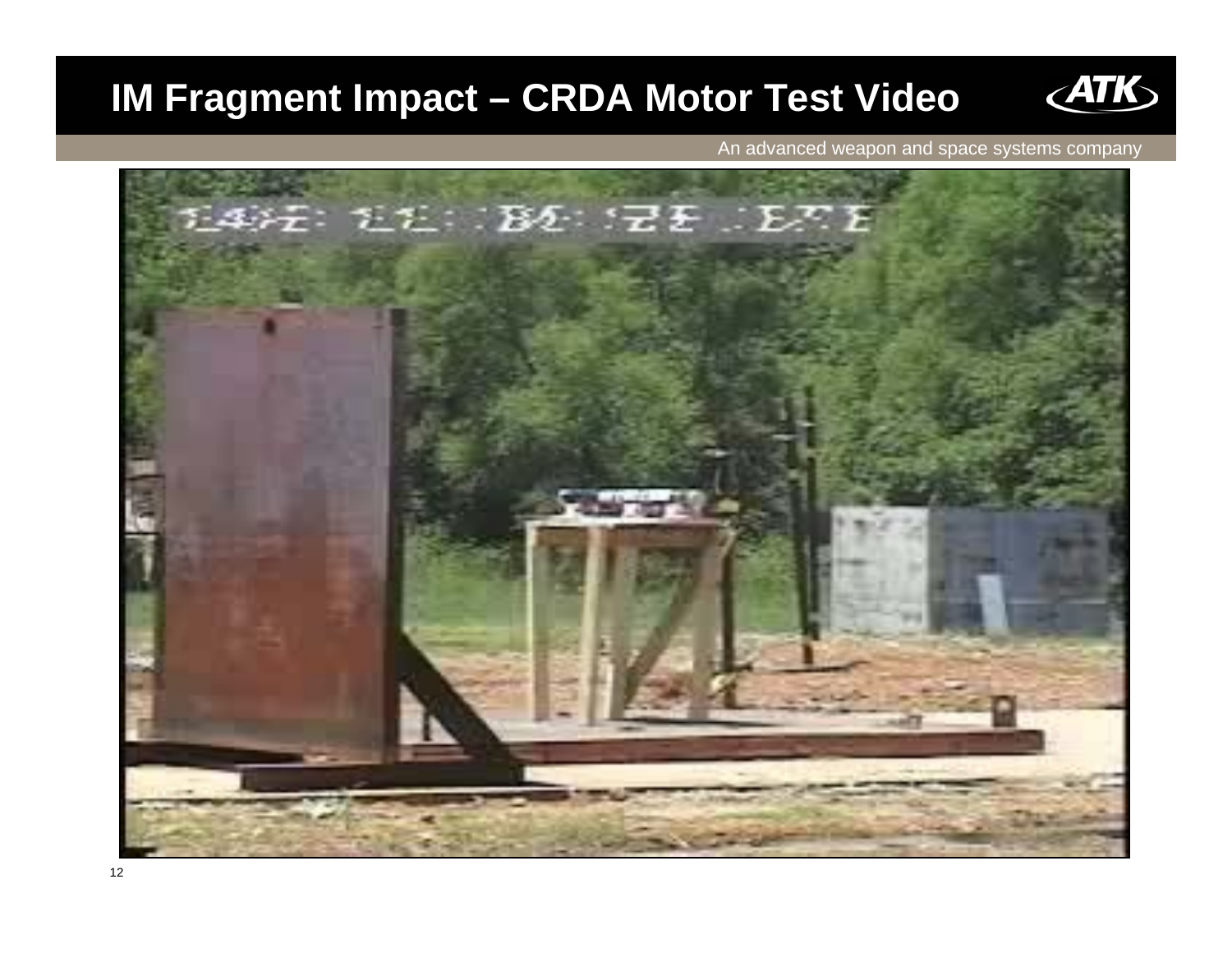# IM Fragment Impact – CRDA Motor Test Video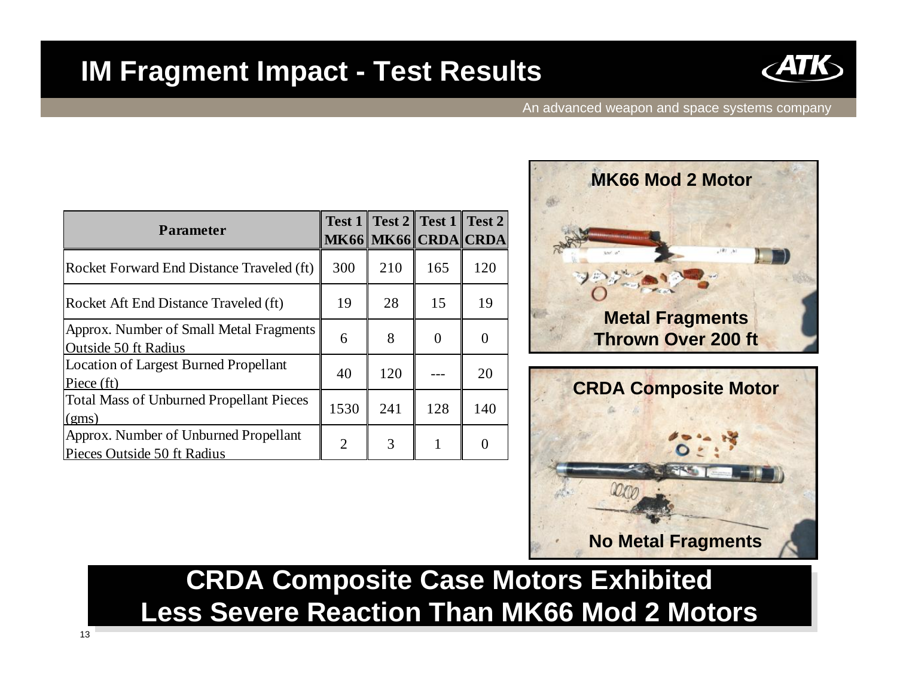# IM Fragment Impact - Test Results

An advanced weapon and space systems company

| Parameter | Test 1 MK66 | Test 2 MK66 | Test 1 CRDA | Test 2 CRDA |
|---|---|---|---|---|
| Rocket Forward End Distance Traveled (ft) | 300 | 210 | 165 | 120 |
| Rocket Aft End Distance Traveled (ft) | 19 | 28 | 15 | 19 |
| Approx. Number of Small Metal Fragments Outside 50 ft Radius | 6 | 8 | 0 | 0 |
| Location of Largest Burned Propellant Piece (ft) | 40 | 120 | --- | 20 |
| Total Mass of Unburned Propellant Pieces (gms) | 1530 | 241 | 128 | 140 |
| Approx. Number of Unburned Propellant Pieces Outside 50 ft Radius | 2 | 3 | 1 | 0 |

**MK66 Mod 2 Motor**

**Metal Fragments Thrown Over 200 ft**

**CRDA Composite Motor**

**No Metal Fragments**

**CRDA Composite Case Motors Exhibited Less Severe Reaction Than MK66 Mod 2 Motors**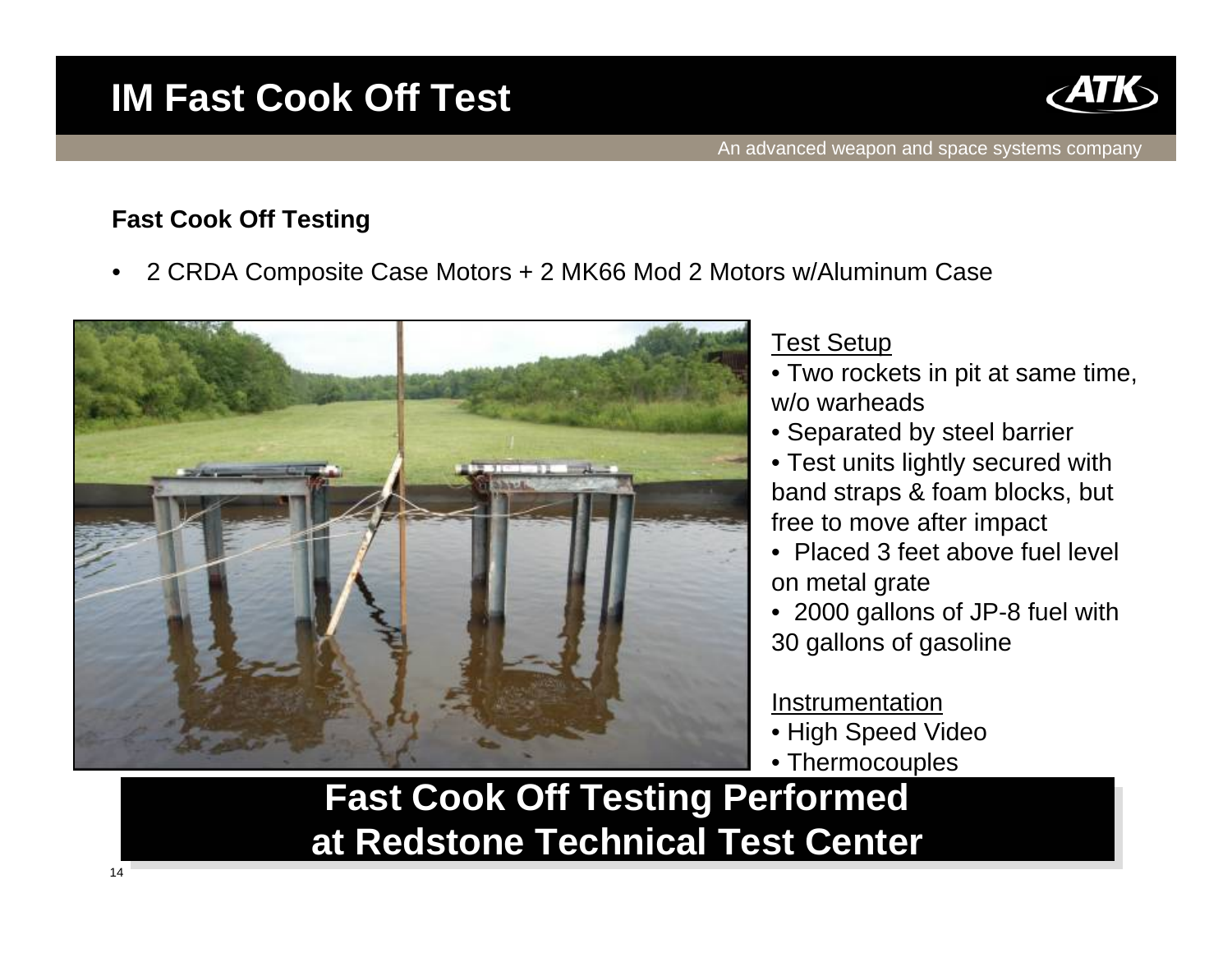# IM Fast Cook Off Test

An advanced weapon and space systems company

**Fast Cook Off Testing**

- 2 CRDA Composite Case Motors + 2 MK66 Mod 2 Motors w/Aluminum Case

Test Setup

- Two rockets in pit at same time, w/o warheads
- Separated by steel barrier
- Test units lightly secured with band straps & foam blocks, but free to move after impact
- Placed 3 feet above fuel level on metal grate
- 2000 gallons of JP-8 fuel with 30 gallons of gasoline

Instrumentation

- High Speed Video
- Thermocouples

**Fast Cook Off Testing Performed at Redstone Technical Test Center**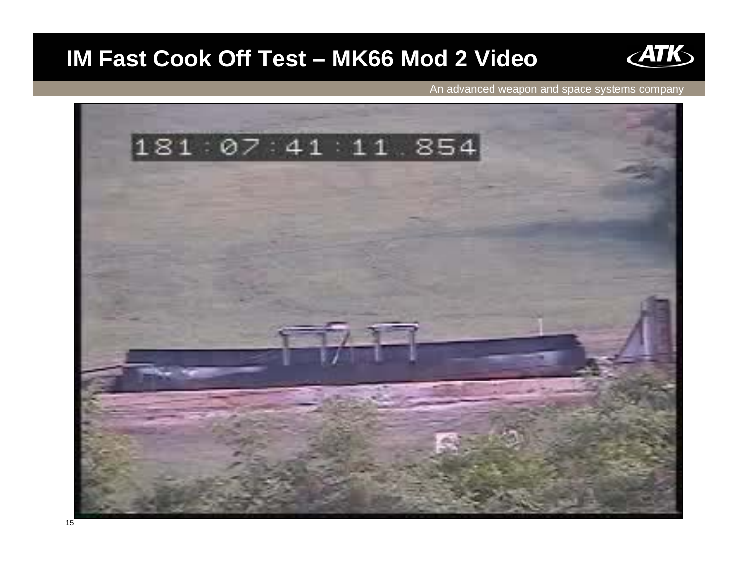# IM Fast Cook Off Test – MK66 Mod 2 Video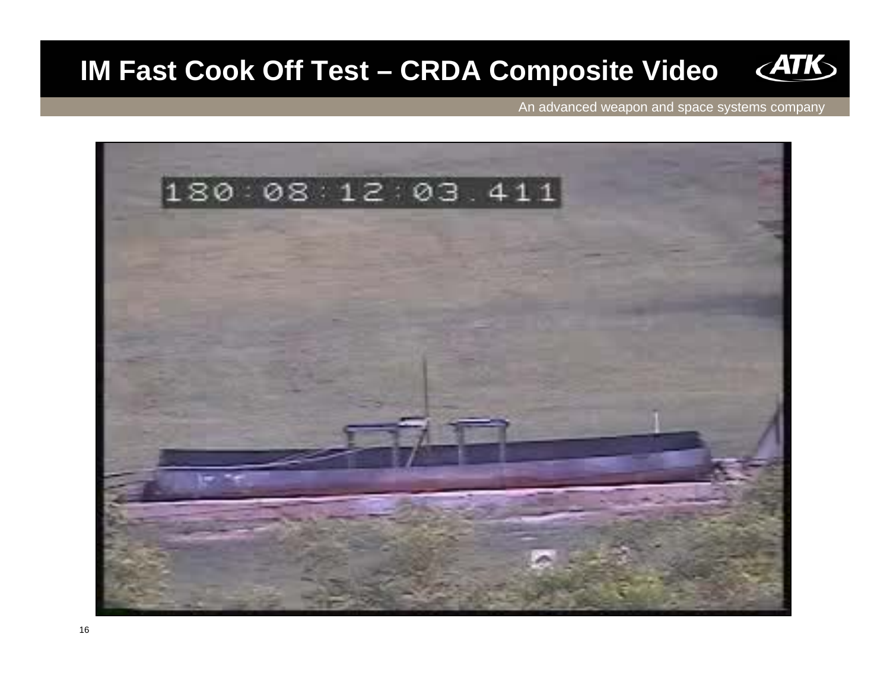# IM Fast Cook Off Test – CRDA Composite Video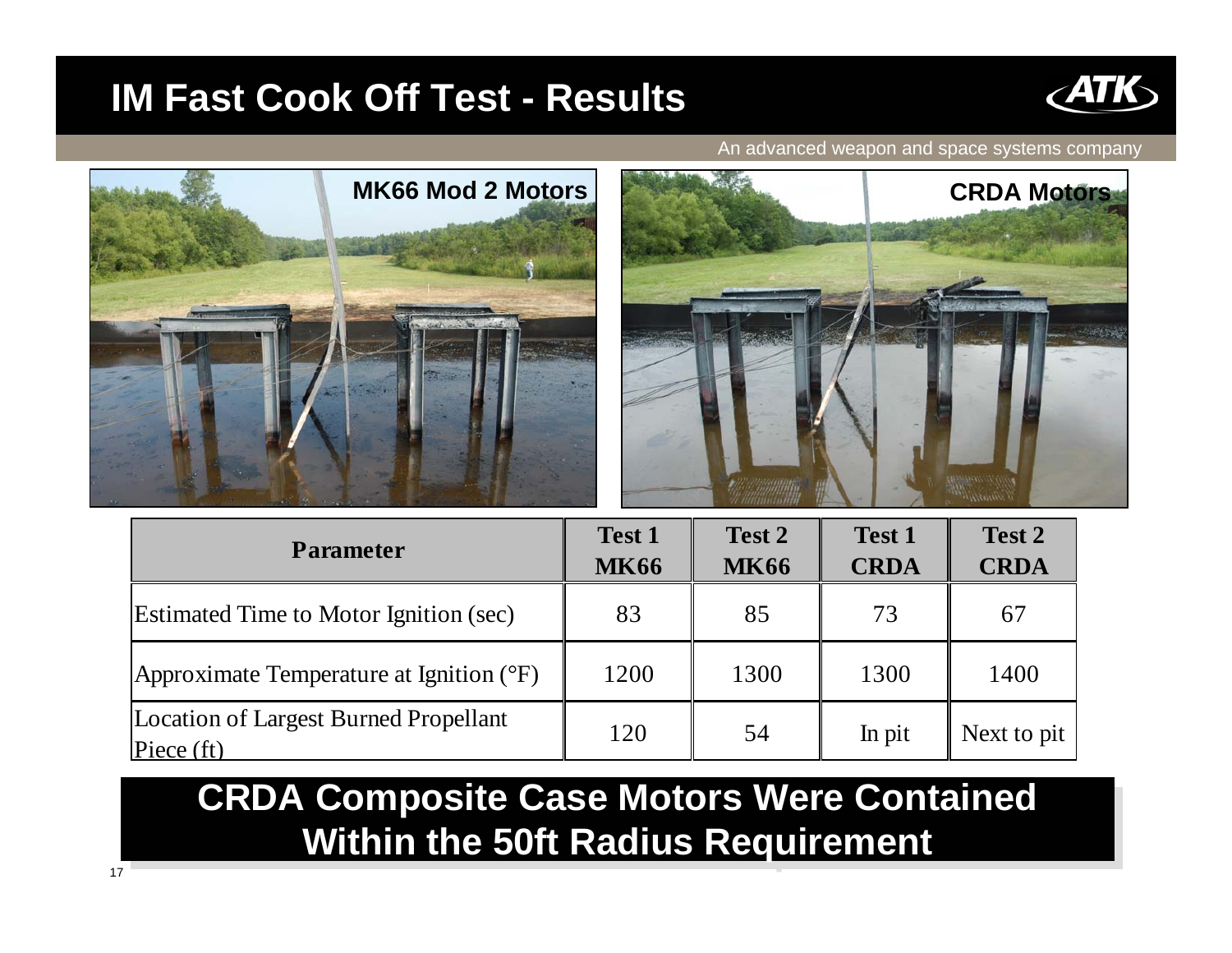# IM Fast Cook Off Test - Results

An advanced weapon and space systems company

MK66 Mod 2 Motors

CRDA Motors

| Parameter | Test 1 MK66 | Test 2 MK66 | Test 1 CRDA | Test 2 CRDA |
|---|---|---|---|---|
| Estimated Time to Motor Ignition (sec) | 83 | 85 | 73 | 67 |
| Approximate Temperature at Ignition (°F) | 1200 | 1300 | 1300 | 1400 |
| Location of Largest Burned Propellant Piece (ft) | 120 | 54 | In pit | Next to pit |

**CRDA Composite Case Motors Were Contained Within the 50ft Radius Requirement**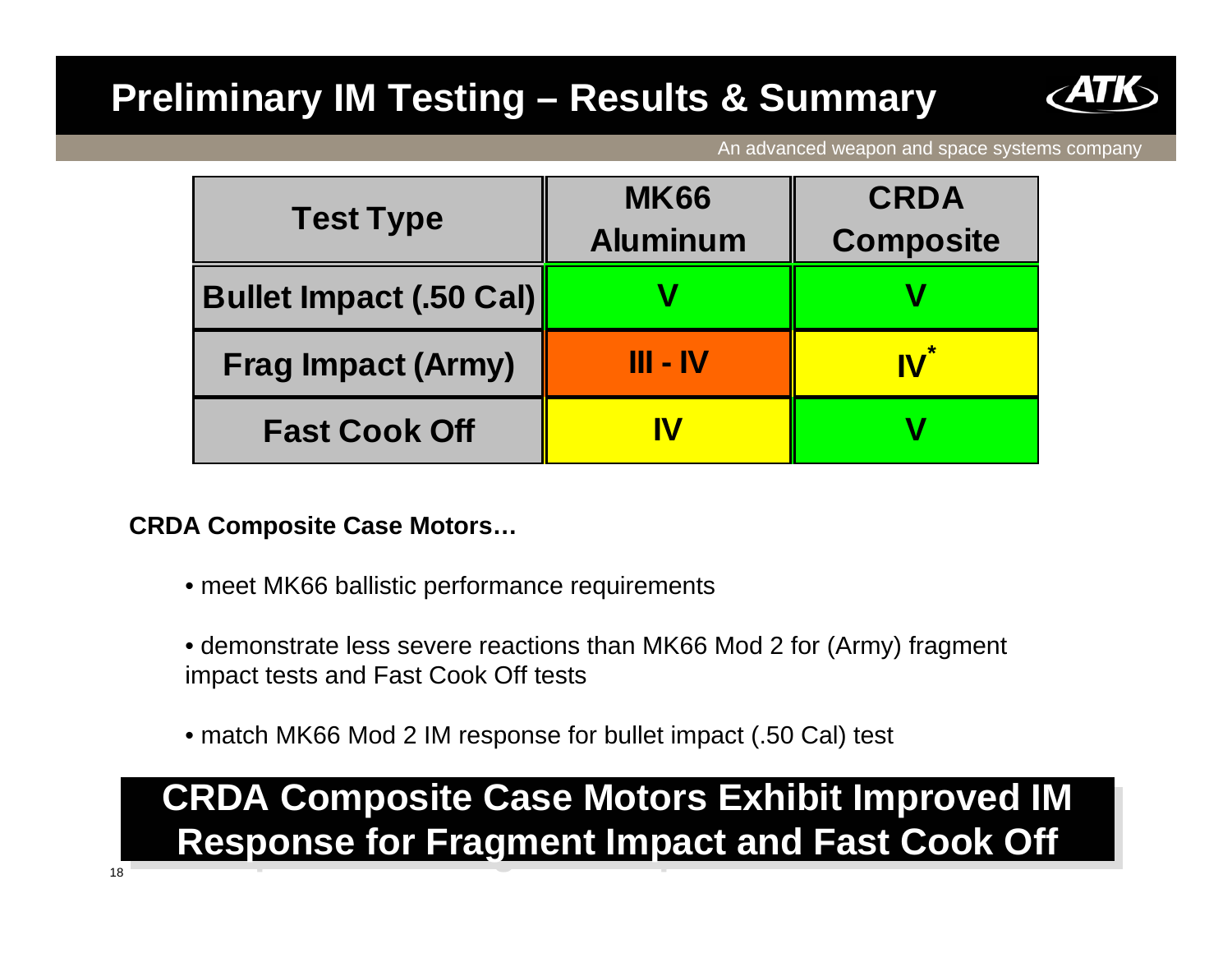# Preliminary IM Testing – Results & Summary

| Test Type | MK66 Aluminum | CRDA Composite |
| --- | --- | --- |
| Bullet Impact (.50 Cal) | V | V |
| Frag Impact (Army) | III - IV | IV* |
| Fast Cook Off | IV | V |

**CRDA Composite Case Motors…**

- meet MK66 ballistic performance requirements
- demonstrate less severe reactions than MK66 Mod 2 for (Army) fragment impact tests and Fast Cook Off tests
- match MK66 Mod 2 IM response for bullet impact (.50 Cal) test

**CRDA Composite Case Motors Exhibit Improved IM Response for Fragment Impact and Fast Cook Off**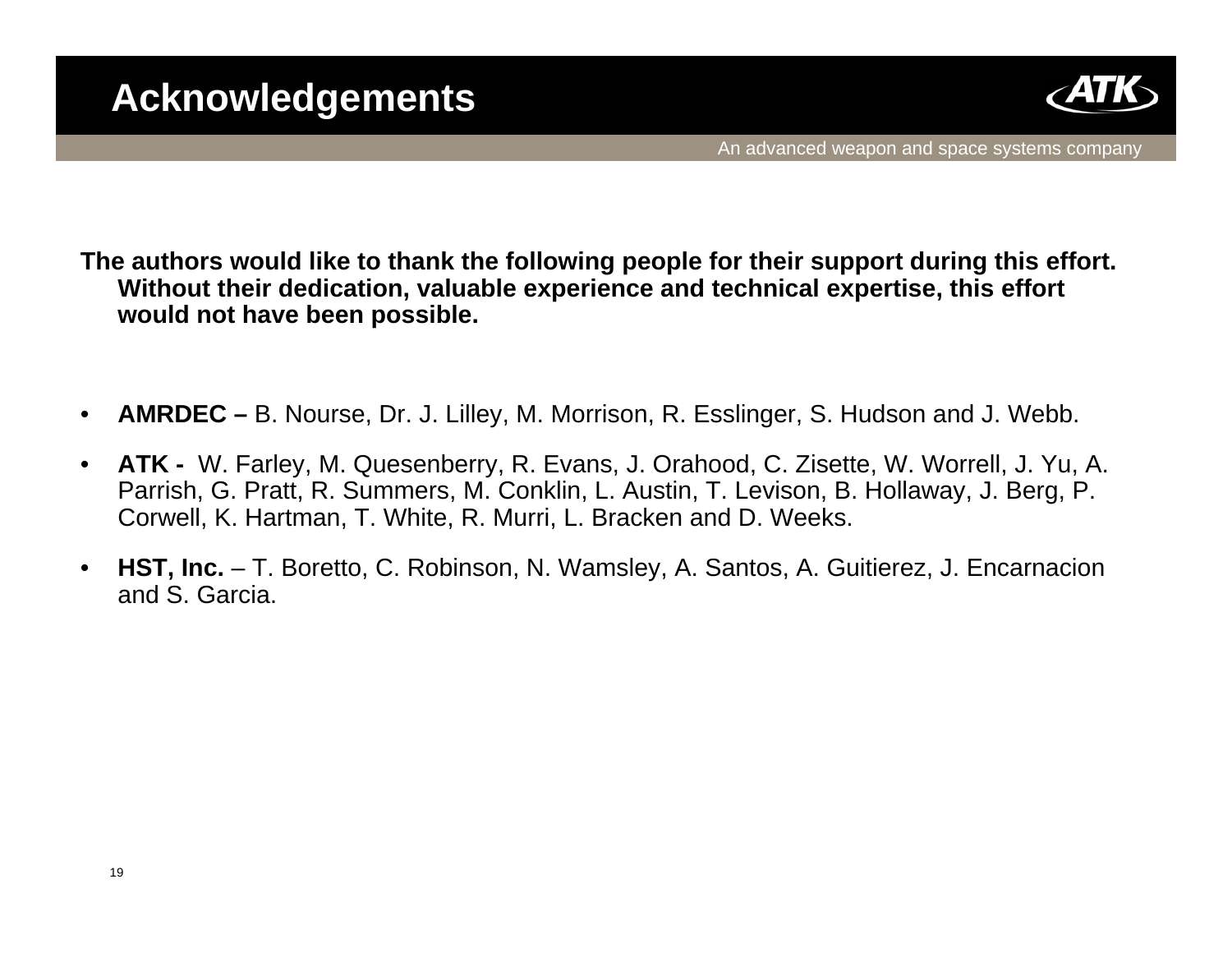# Acknowledgements

An advanced weapon and space systems company

**The authors would like to thank the following people for their support during this effort. Without their dedication, valuable experience and technical expertise, this effort would not have been possible.**

- **AMRDEC –** B. Nourse, Dr. J. Lilley, M. Morrison, R. Esslinger, S. Hudson and J. Webb.
- **ATK -** W. Farley, M. Quesenberry, R. Evans, J. Orahood, C. Zisette, W. Worrell, J. Yu, A. Parrish, G. Pratt, R. Summers, M. Conklin, L. Austin, T. Levison, B. Hollaway, J. Berg, P. Corwell, K. Hartman, T. White, R. Murri, L. Bracken and D. Weeks.
- **HST, Inc.** – T. Boretto, C. Robinson, N. Wamsley, A. Santos, A. Guitierez, J. Encarnacion and S. Garcia.